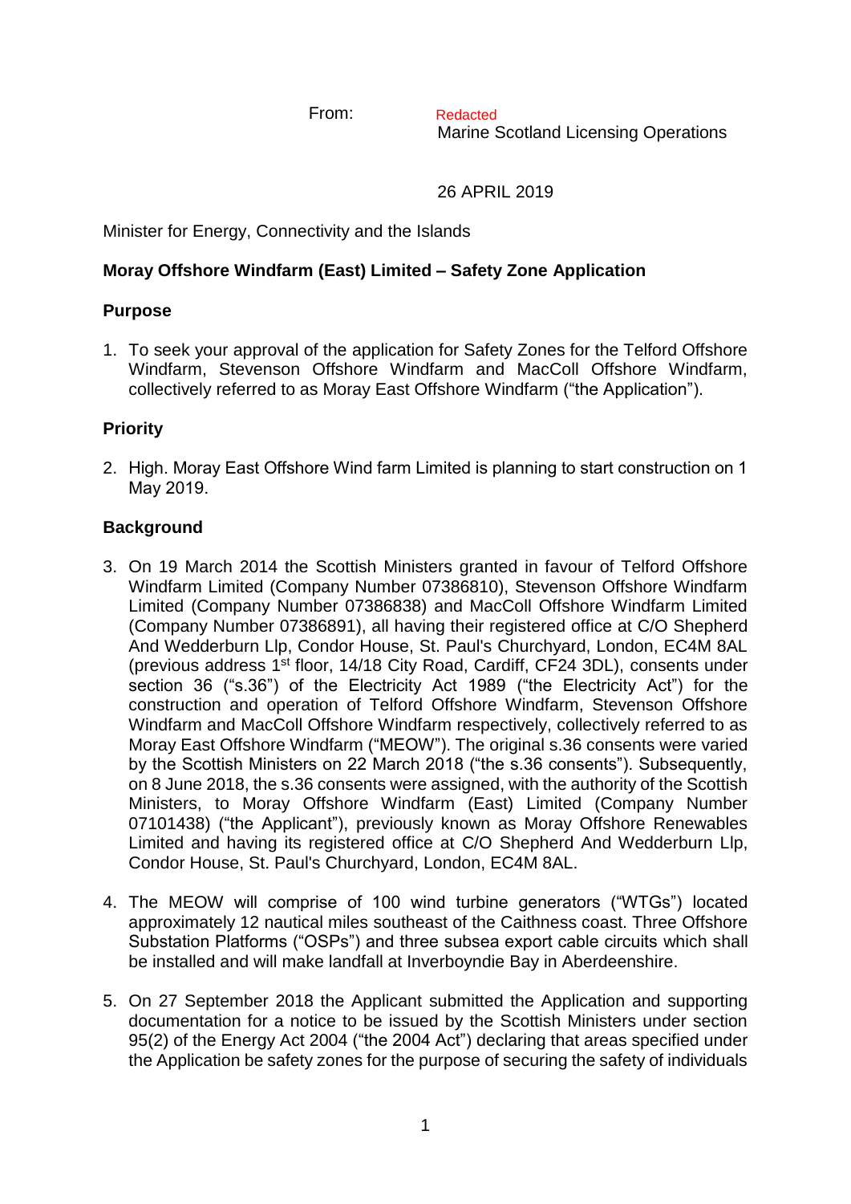From: Redacted
Marine Scotland Licensing Operations

26 APRIL 2019

Minister for Energy, Connectivity and the Islands

**Moray Offshore Windfarm (East) Limited – Safety Zone Application**

**Purpose**

1. To seek your approval of the application for Safety Zones for the Telford Offshore Windfarm, Stevenson Offshore Windfarm and MacColl Offshore Windfarm, collectively referred to as Moray East Offshore Windfarm ("the Application").

**Priority**

2. High. Moray East Offshore Wind farm Limited is planning to start construction on 1 May 2019.

**Background**

3. On 19 March 2014 the Scottish Ministers granted in favour of Telford Offshore Windfarm Limited (Company Number 07386810), Stevenson Offshore Windfarm Limited (Company Number 07386838) and MacColl Offshore Windfarm Limited (Company Number 07386891), all having their registered office at C/O Shepherd And Wedderburn Llp, Condor House, St. Paul's Churchyard, London, EC4M 8AL (previous address 1st floor, 14/18 City Road, Cardiff, CF24 3DL), consents under section 36 ("s.36") of the Electricity Act 1989 ("the Electricity Act") for the construction and operation of Telford Offshore Windfarm, Stevenson Offshore Windfarm and MacColl Offshore Windfarm respectively, collectively referred to as Moray East Offshore Windfarm ("MEOW"). The original s.36 consents were varied by the Scottish Ministers on 22 March 2018 ("the s.36 consents"). Subsequently, on 8 June 2018, the s.36 consents were assigned, with the authority of the Scottish Ministers, to Moray Offshore Windfarm (East) Limited (Company Number 07101438) ("the Applicant"), previously known as Moray Offshore Renewables Limited and having its registered office at C/O Shepherd And Wedderburn Llp, Condor House, St. Paul's Churchyard, London, EC4M 8AL.

4. The MEOW will comprise of 100 wind turbine generators ("WTGs") located approximately 12 nautical miles southeast of the Caithness coast. Three Offshore Substation Platforms ("OSPs") and three subsea export cable circuits which shall be installed and will make landfall at Inverboyndie Bay in Aberdeenshire.

5. On 27 September 2018 the Applicant submitted the Application and supporting documentation for a notice to be issued by the Scottish Ministers under section 95(2) of the Energy Act 2004 ("the 2004 Act") declaring that areas specified under the Application be safety zones for the purpose of securing the safety of individuals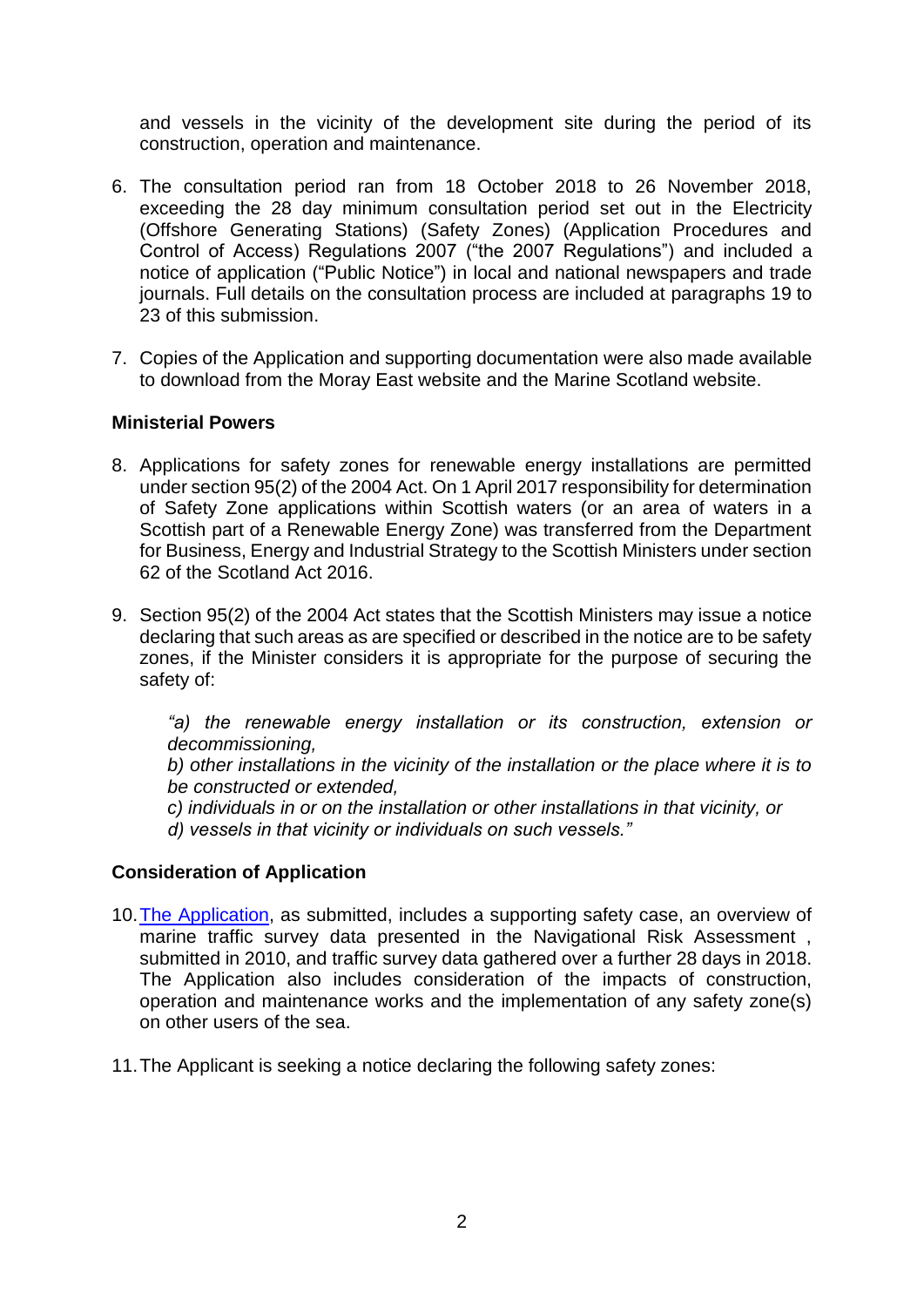and vessels in the vicinity of the development site during the period of its construction, operation and maintenance.

6. The consultation period ran from 18 October 2018 to 26 November 2018, exceeding the 28 day minimum consultation period set out in the Electricity (Offshore Generating Stations) (Safety Zones) (Application Procedures and Control of Access) Regulations 2007 ("the 2007 Regulations") and included a notice of application ("Public Notice") in local and national newspapers and trade journals. Full details on the consultation process are included at paragraphs 19 to 23 of this submission.

7. Copies of the Application and supporting documentation were also made available to download from the Moray East website and the Marine Scotland website.

**Ministerial Powers**

8. Applications for safety zones for renewable energy installations are permitted under section 95(2) of the 2004 Act. On 1 April 2017 responsibility for determination of Safety Zone applications within Scottish waters (or an area of waters in a Scottish part of a Renewable Energy Zone) was transferred from the Department for Business, Energy and Industrial Strategy to the Scottish Ministers under section 62 of the Scotland Act 2016.

9. Section 95(2) of the 2004 Act states that the Scottish Ministers may issue a notice declaring that such areas as are specified or described in the notice are to be safety zones, if the Minister considers it is appropriate for the purpose of securing the safety of:

   *"a) the renewable energy installation or its construction, extension or decommissioning,*
   *b) other installations in the vicinity of the installation or the place where it is to be constructed or extended,*
   *c) individuals in or on the installation or other installations in that vicinity, or*
   *d) vessels in that vicinity or individuals on such vessels."*

**Consideration of Application**

10. The Application, as submitted, includes a supporting safety case, an overview of marine traffic survey data presented in the Navigational Risk Assessment , submitted in 2010, and traffic survey data gathered over a further 28 days in 2018. The Application also includes consideration of the impacts of construction, operation and maintenance works and the implementation of any safety zone(s) on other users of the sea.

11. The Applicant is seeking a notice declaring the following safety zones: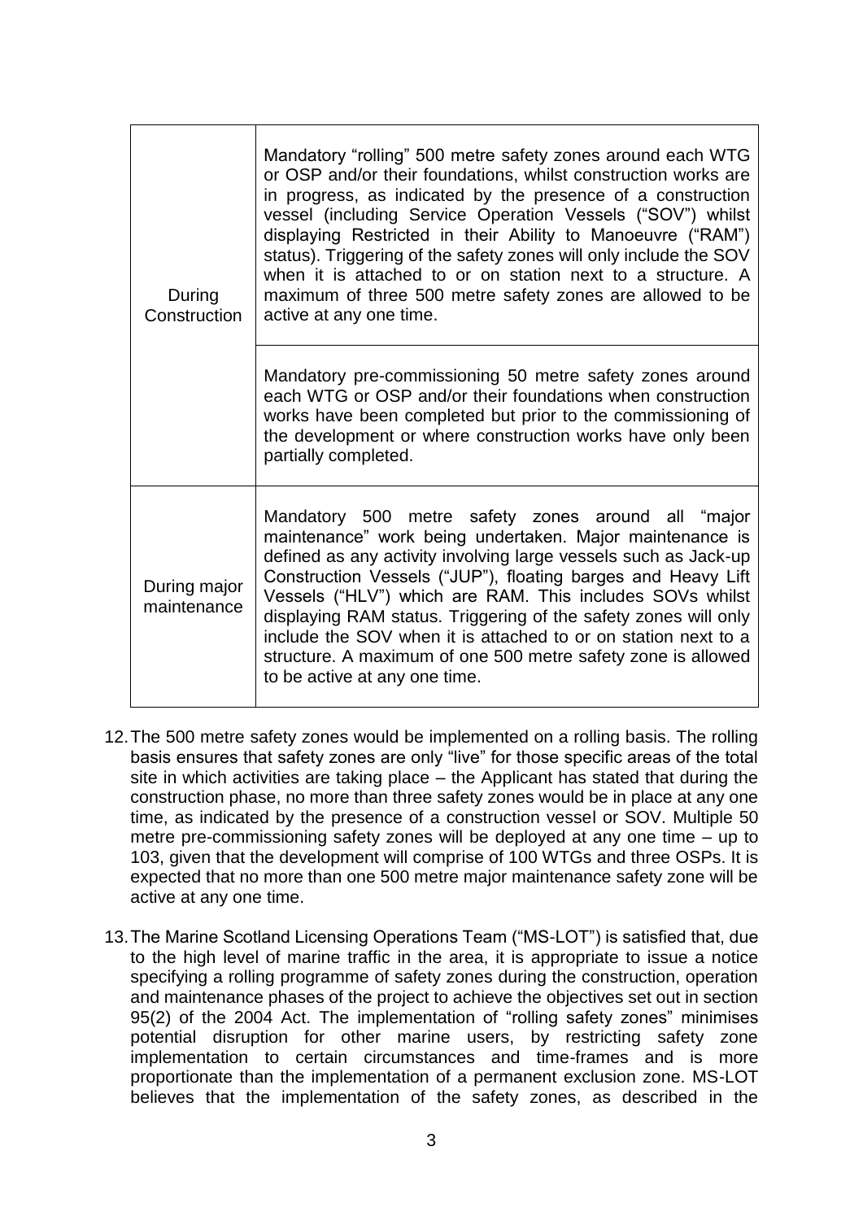| | |
|---|---|
| During Construction | Mandatory "rolling" 500 metre safety zones around each WTG or OSP and/or their foundations, whilst construction works are in progress, as indicated by the presence of a construction vessel (including Service Operation Vessels ("SOV") whilst displaying Restricted in their Ability to Manoeuvre ("RAM") status). Triggering of the safety zones will only include the SOV when it is attached to or on station next to a structure. A maximum of three 500 metre safety zones are allowed to be active at any one time. |
| | Mandatory pre-commissioning 50 metre safety zones around each WTG or OSP and/or their foundations when construction works have been completed but prior to the commissioning of the development or where construction works have only been partially completed. |
| During major maintenance | Mandatory 500 metre safety zones around all "major maintenance" work being undertaken. Major maintenance is defined as any activity involving large vessels such as Jack-up Construction Vessels ("JUP"), floating barges and Heavy Lift Vessels ("HLV") which are RAM. This includes SOVs whilst displaying RAM status. Triggering of the safety zones will only include the SOV when it is attached to or on station next to a structure. A maximum of one 500 metre safety zone is allowed to be active at any one time. |

12. The 500 metre safety zones would be implemented on a rolling basis. The rolling basis ensures that safety zones are only "live" for those specific areas of the total site in which activities are taking place – the Applicant has stated that during the construction phase, no more than three safety zones would be in place at any one time, as indicated by the presence of a construction vessel or SOV. Multiple 50 metre pre-commissioning safety zones will be deployed at any one time – up to 103, given that the development will comprise of 100 WTGs and three OSPs. It is expected that no more than one 500 metre major maintenance safety zone will be active at any one time.

13. The Marine Scotland Licensing Operations Team ("MS-LOT") is satisfied that, due to the high level of marine traffic in the area, it is appropriate to issue a notice specifying a rolling programme of safety zones during the construction, operation and maintenance phases of the project to achieve the objectives set out in section 95(2) of the 2004 Act. The implementation of "rolling safety zones" minimises potential disruption for other marine users, by restricting safety zone implementation to certain circumstances and time-frames and is more proportionate than the implementation of a permanent exclusion zone. MS-LOT believes that the implementation of the safety zones, as described in the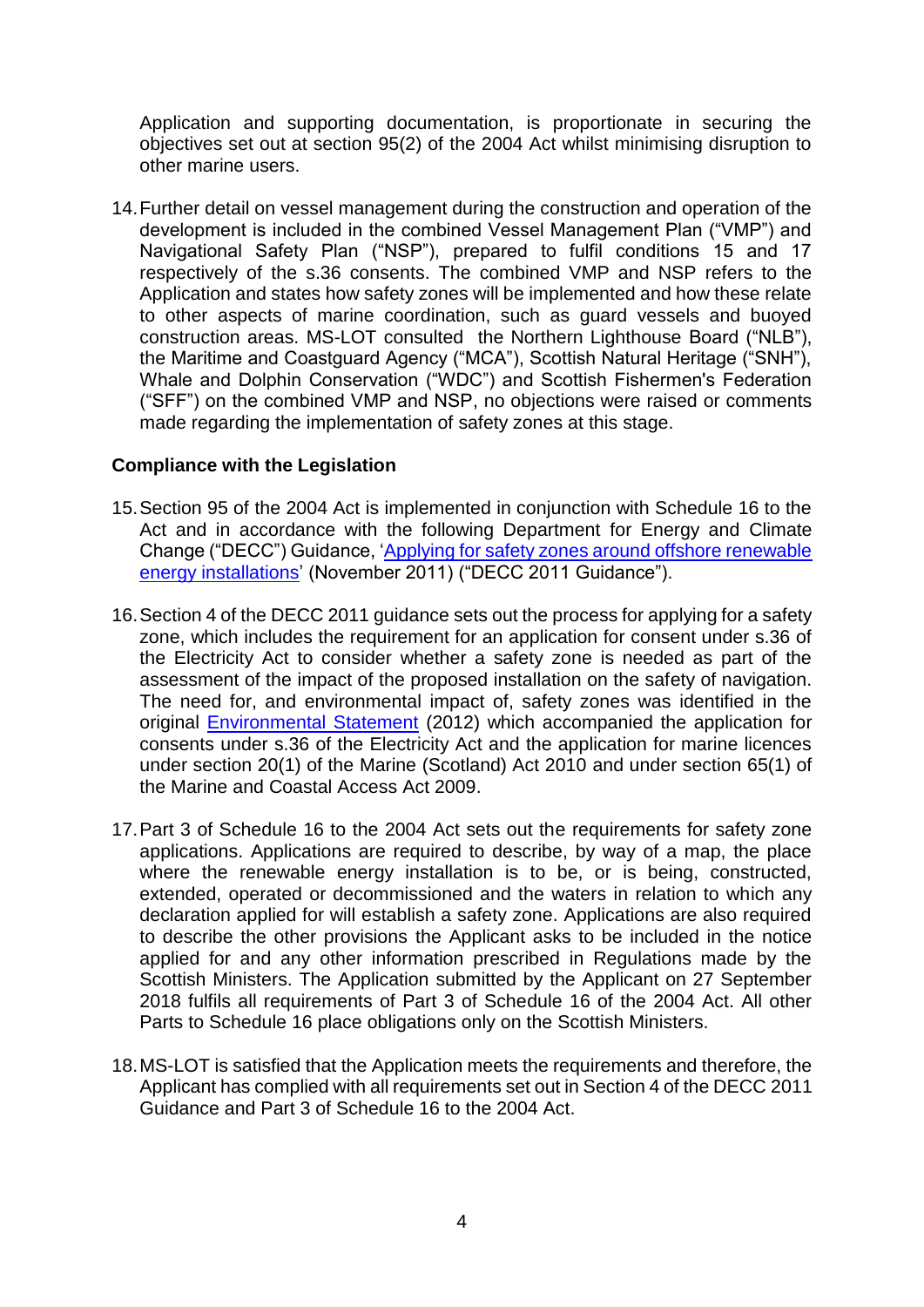Application and supporting documentation, is proportionate in securing the objectives set out at section 95(2) of the 2004 Act whilst minimising disruption to other marine users.

14. Further detail on vessel management during the construction and operation of the development is included in the combined Vessel Management Plan ("VMP") and Navigational Safety Plan ("NSP"), prepared to fulfil conditions 15 and 17 respectively of the s.36 consents. The combined VMP and NSP refers to the Application and states how safety zones will be implemented and how these relate to other aspects of marine coordination, such as guard vessels and buoyed construction areas. MS-LOT consulted the Northern Lighthouse Board ("NLB"), the Maritime and Coastguard Agency ("MCA"), Scottish Natural Heritage ("SNH"), Whale and Dolphin Conservation ("WDC") and Scottish Fishermen's Federation ("SFF") on the combined VMP and NSP, no objections were raised or comments made regarding the implementation of safety zones at this stage.

**Compliance with the Legislation**

15. Section 95 of the 2004 Act is implemented in conjunction with Schedule 16 to the Act and in accordance with the following Department for Energy and Climate Change ("DECC") Guidance, 'Applying for safety zones around offshore renewable energy installations' (November 2011) ("DECC 2011 Guidance").

16. Section 4 of the DECC 2011 guidance sets out the process for applying for a safety zone, which includes the requirement for an application for consent under s.36 of the Electricity Act to consider whether a safety zone is needed as part of the assessment of the impact of the proposed installation on the safety of navigation. The need for, and environmental impact of, safety zones was identified in the original Environmental Statement (2012) which accompanied the application for consents under s.36 of the Electricity Act and the application for marine licences under section 20(1) of the Marine (Scotland) Act 2010 and under section 65(1) of the Marine and Coastal Access Act 2009.

17. Part 3 of Schedule 16 to the 2004 Act sets out the requirements for safety zone applications. Applications are required to describe, by way of a map, the place where the renewable energy installation is to be, or is being, constructed, extended, operated or decommissioned and the waters in relation to which any declaration applied for will establish a safety zone. Applications are also required to describe the other provisions the Applicant asks to be included in the notice applied for and any other information prescribed in Regulations made by the Scottish Ministers. The Application submitted by the Applicant on 27 September 2018 fulfils all requirements of Part 3 of Schedule 16 of the 2004 Act. All other Parts to Schedule 16 place obligations only on the Scottish Ministers.

18. MS-LOT is satisfied that the Application meets the requirements and therefore, the Applicant has complied with all requirements set out in Section 4 of the DECC 2011 Guidance and Part 3 of Schedule 16 to the 2004 Act.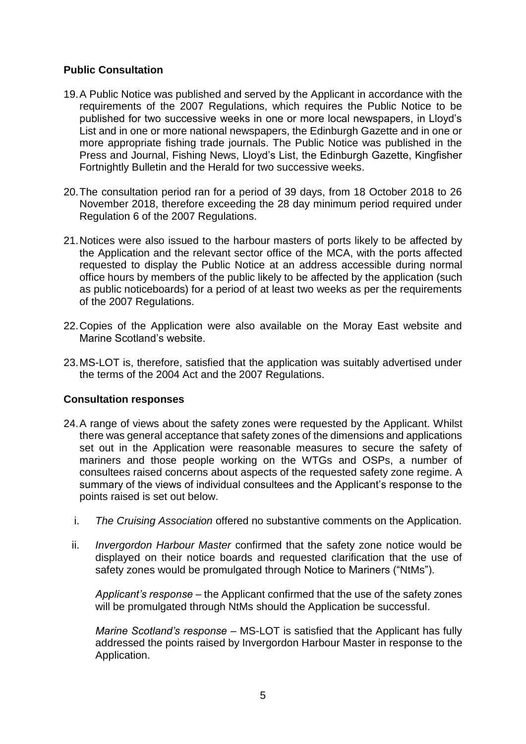## Public Consultation

19. A Public Notice was published and served by the Applicant in accordance with the requirements of the 2007 Regulations, which requires the Public Notice to be published for two successive weeks in one or more local newspapers, in Lloyd's List and in one or more national newspapers, the Edinburgh Gazette and in one or more appropriate fishing trade journals. The Public Notice was published in the Press and Journal, Fishing News, Lloyd's List, the Edinburgh Gazette, Kingfisher Fortnightly Bulletin and the Herald for two successive weeks.

20. The consultation period ran for a period of 39 days, from 18 October 2018 to 26 November 2018, therefore exceeding the 28 day minimum period required under Regulation 6 of the 2007 Regulations.

21. Notices were also issued to the harbour masters of ports likely to be affected by the Application and the relevant sector office of the MCA, with the ports affected requested to display the Public Notice at an address accessible during normal office hours by members of the public likely to be affected by the application (such as public noticeboards) for a period of at least two weeks as per the requirements of the 2007 Regulations.

22. Copies of the Application were also available on the Moray East website and Marine Scotland's website.

23. MS-LOT is, therefore, satisfied that the application was suitably advertised under the terms of the 2004 Act and the 2007 Regulations.

## Consultation responses

24. A range of views about the safety zones were requested by the Applicant. Whilst there was general acceptance that safety zones of the dimensions and applications set out in the Application were reasonable measures to secure the safety of mariners and those people working on the WTGs and OSPs, a number of consultees raised concerns about aspects of the requested safety zone regime. A summary of the views of individual consultees and the Applicant's response to the points raised is set out below.

    i. *The Cruising Association* offered no substantive comments on the Application.

    ii. *Invergordon Harbour Master* confirmed that the safety zone notice would be displayed on their notice boards and requested clarification that the use of safety zones would be promulgated through Notice to Mariners ("NtMs").

       *Applicant's response* – the Applicant confirmed that the use of the safety zones will be promulgated through NtMs should the Application be successful.

       *Marine Scotland's response* – MS-LOT is satisfied that the Applicant has fully addressed the points raised by Invergordon Harbour Master in response to the Application.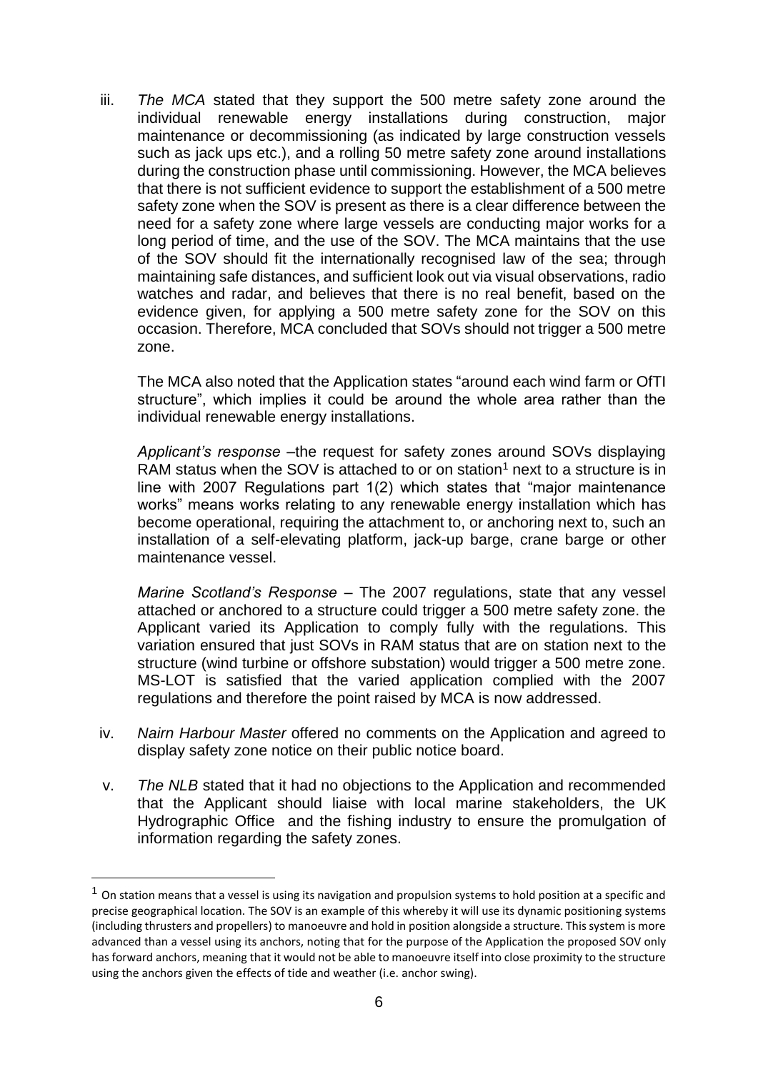iii. *The MCA* stated that they support the 500 metre safety zone around the individual renewable energy installations during construction, major maintenance or decommissioning (as indicated by large construction vessels such as jack ups etc.), and a rolling 50 metre safety zone around installations during the construction phase until commissioning. However, the MCA believes that there is not sufficient evidence to support the establishment of a 500 metre safety zone when the SOV is present as there is a clear difference between the need for a safety zone where large vessels are conducting major works for a long period of time, and the use of the SOV. The MCA maintains that the use of the SOV should fit the internationally recognised law of the sea; through maintaining safe distances, and sufficient look out via visual observations, radio watches and radar, and believes that there is no real benefit, based on the evidence given, for applying a 500 metre safety zone for the SOV on this occasion. Therefore, MCA concluded that SOVs should not trigger a 500 metre zone.

    The MCA also noted that the Application states "around each wind farm or OfTI structure", which implies it could be around the whole area rather than the individual renewable energy installations.

    *Applicant's response* –the request for safety zones around SOVs displaying RAM status when the SOV is attached to or on station[1] next to a structure is in line with 2007 Regulations part 1(2) which states that "major maintenance works" means works relating to any renewable energy installation which has become operational, requiring the attachment to, or anchoring next to, such an installation of a self-elevating platform, jack-up barge, crane barge or other maintenance vessel.

    *Marine Scotland's Response* – The 2007 regulations, state that any vessel attached or anchored to a structure could trigger a 500 metre safety zone. the Applicant varied its Application to comply fully with the regulations. This variation ensured that just SOVs in RAM status that are on station next to the structure (wind turbine or offshore substation) would trigger a 500 metre zone. MS-LOT is satisfied that the varied application complied with the 2007 regulations and therefore the point raised by MCA is now addressed.

iv. *Nairn Harbour Master* offered no comments on the Application and agreed to display safety zone notice on their public notice board.

v. *The NLB* stated that it had no objections to the Application and recommended that the Applicant should liaise with local marine stakeholders, the UK Hydrographic Office and the fishing industry to ensure the promulgation of information regarding the safety zones.

---

[1] On station means that a vessel is using its navigation and propulsion systems to hold position at a specific and precise geographical location. The SOV is an example of this whereby it will use its dynamic positioning systems (including thrusters and propellers) to manoeuvre and hold in position alongside a structure. This system is more advanced than a vessel using its anchors, noting that for the purpose of the Application the proposed SOV only has forward anchors, meaning that it would not be able to manoeuvre itself into close proximity to the structure using the anchors given the effects of tide and weather (i.e. anchor swing).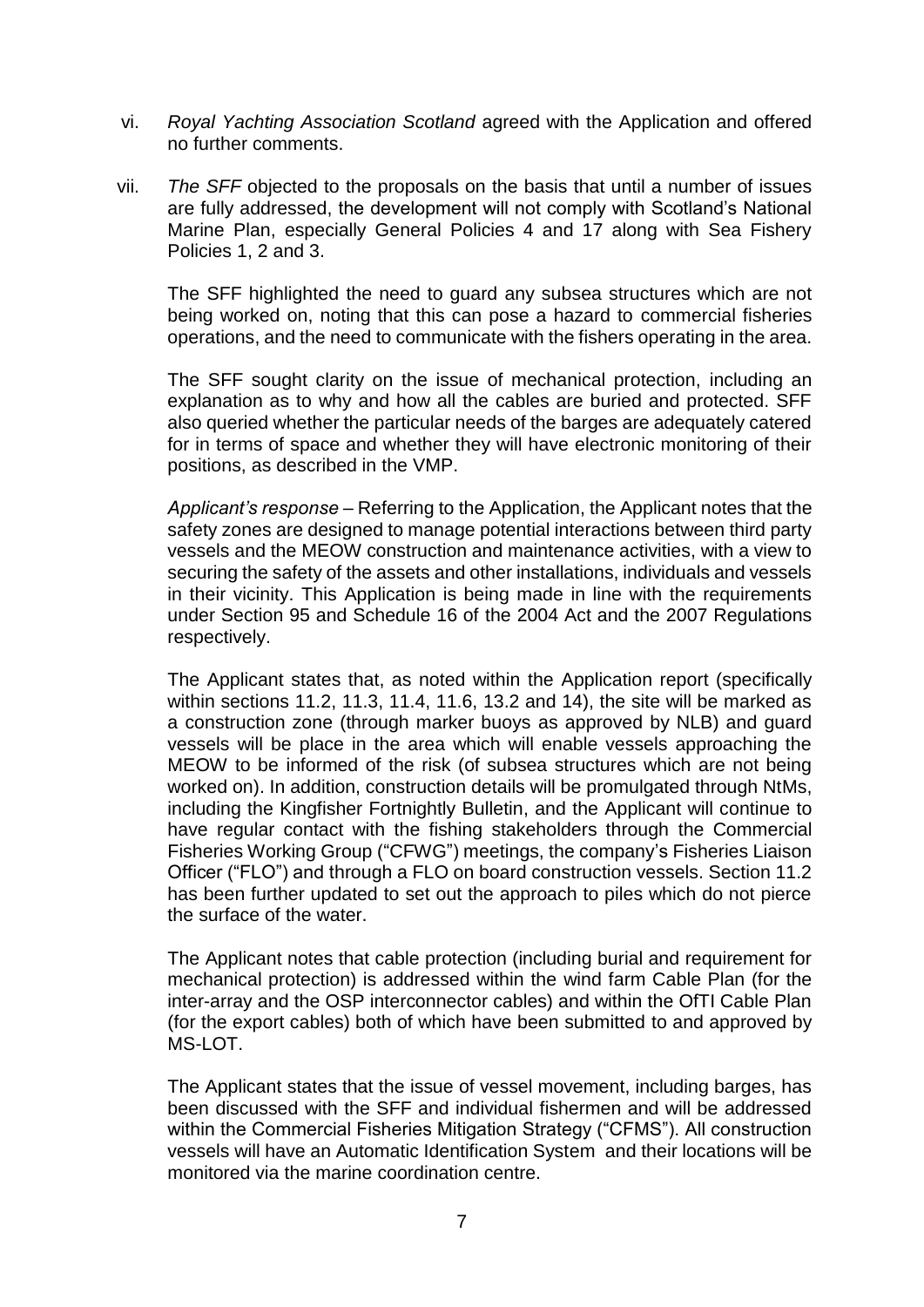vi. *Royal Yachting Association Scotland* agreed with the Application and offered no further comments.

vii. *The SFF* objected to the proposals on the basis that until a number of issues are fully addressed, the development will not comply with Scotland's National Marine Plan, especially General Policies 4 and 17 along with Sea Fishery Policies 1, 2 and 3.

The SFF highlighted the need to guard any subsea structures which are not being worked on, noting that this can pose a hazard to commercial fisheries operations, and the need to communicate with the fishers operating in the area.

The SFF sought clarity on the issue of mechanical protection, including an explanation as to why and how all the cables are buried and protected. SFF also queried whether the particular needs of the barges are adequately catered for in terms of space and whether they will have electronic monitoring of their positions, as described in the VMP.

*Applicant's response* – Referring to the Application, the Applicant notes that the safety zones are designed to manage potential interactions between third party vessels and the MEOW construction and maintenance activities, with a view to securing the safety of the assets and other installations, individuals and vessels in their vicinity. This Application is being made in line with the requirements under Section 95 and Schedule 16 of the 2004 Act and the 2007 Regulations respectively.

The Applicant states that, as noted within the Application report (specifically within sections 11.2, 11.3, 11.4, 11.6, 13.2 and 14), the site will be marked as a construction zone (through marker buoys as approved by NLB) and guard vessels will be place in the area which will enable vessels approaching the MEOW to be informed of the risk (of subsea structures which are not being worked on). In addition, construction details will be promulgated through NtMs, including the Kingfisher Fortnightly Bulletin, and the Applicant will continue to have regular contact with the fishing stakeholders through the Commercial Fisheries Working Group ("CFWG") meetings, the company's Fisheries Liaison Officer ("FLO") and through a FLO on board construction vessels. Section 11.2 has been further updated to set out the approach to piles which do not pierce the surface of the water.

The Applicant notes that cable protection (including burial and requirement for mechanical protection) is addressed within the wind farm Cable Plan (for the inter-array and the OSP interconnector cables) and within the OfTI Cable Plan (for the export cables) both of which have been submitted to and approved by MS-LOT.

The Applicant states that the issue of vessel movement, including barges, has been discussed with the SFF and individual fishermen and will be addressed within the Commercial Fisheries Mitigation Strategy ("CFMS"). All construction vessels will have an Automatic Identification System and their locations will be monitored via the marine coordination centre.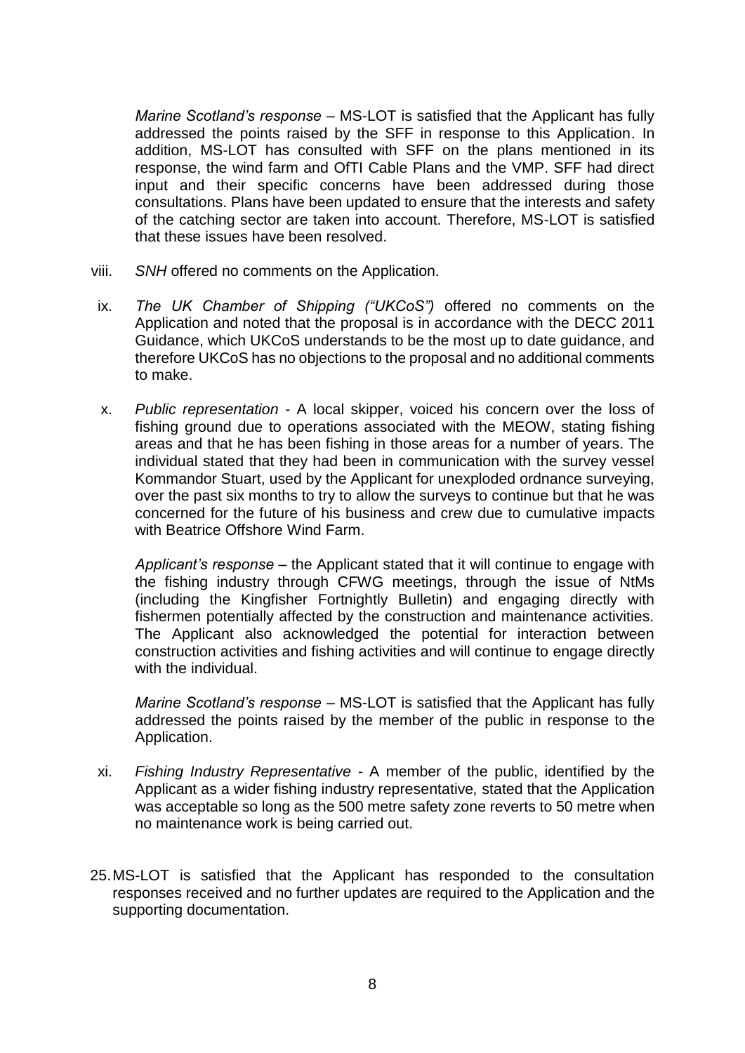*Marine Scotland's response* – MS-LOT is satisfied that the Applicant has fully addressed the points raised by the SFF in response to this Application. In addition, MS-LOT has consulted with SFF on the plans mentioned in its response, the wind farm and OfTI Cable Plans and the VMP. SFF had direct input and their specific concerns have been addressed during those consultations. Plans have been updated to ensure that the interests and safety of the catching sector are taken into account. Therefore, MS-LOT is satisfied that these issues have been resolved.

viii. *SNH* offered no comments on the Application.

ix. *The UK Chamber of Shipping ("UKCoS")* offered no comments on the Application and noted that the proposal is in accordance with the DECC 2011 Guidance, which UKCoS understands to be the most up to date guidance, and therefore UKCoS has no objections to the proposal and no additional comments to make.

x. *Public representation* - A local skipper, voiced his concern over the loss of fishing ground due to operations associated with the MEOW, stating fishing areas and that he has been fishing in those areas for a number of years. The individual stated that they had been in communication with the survey vessel Kommandor Stuart, used by the Applicant for unexploded ordnance surveying, over the past six months to try to allow the surveys to continue but that he was concerned for the future of his business and crew due to cumulative impacts with Beatrice Offshore Wind Farm.

   *Applicant's response* – the Applicant stated that it will continue to engage with the fishing industry through CFWG meetings, through the issue of NtMs (including the Kingfisher Fortnightly Bulletin) and engaging directly with fishermen potentially affected by the construction and maintenance activities. The Applicant also acknowledged the potential for interaction between construction activities and fishing activities and will continue to engage directly with the individual.

   *Marine Scotland's response* – MS-LOT is satisfied that the Applicant has fully addressed the points raised by the member of the public in response to the Application.

xi. *Fishing Industry Representative* - A member of the public, identified by the Applicant as a wider fishing industry representative*,* stated that the Application was acceptable so long as the 500 metre safety zone reverts to 50 metre when no maintenance work is being carried out.

25. MS-LOT is satisfied that the Applicant has responded to the consultation responses received and no further updates are required to the Application and the supporting documentation.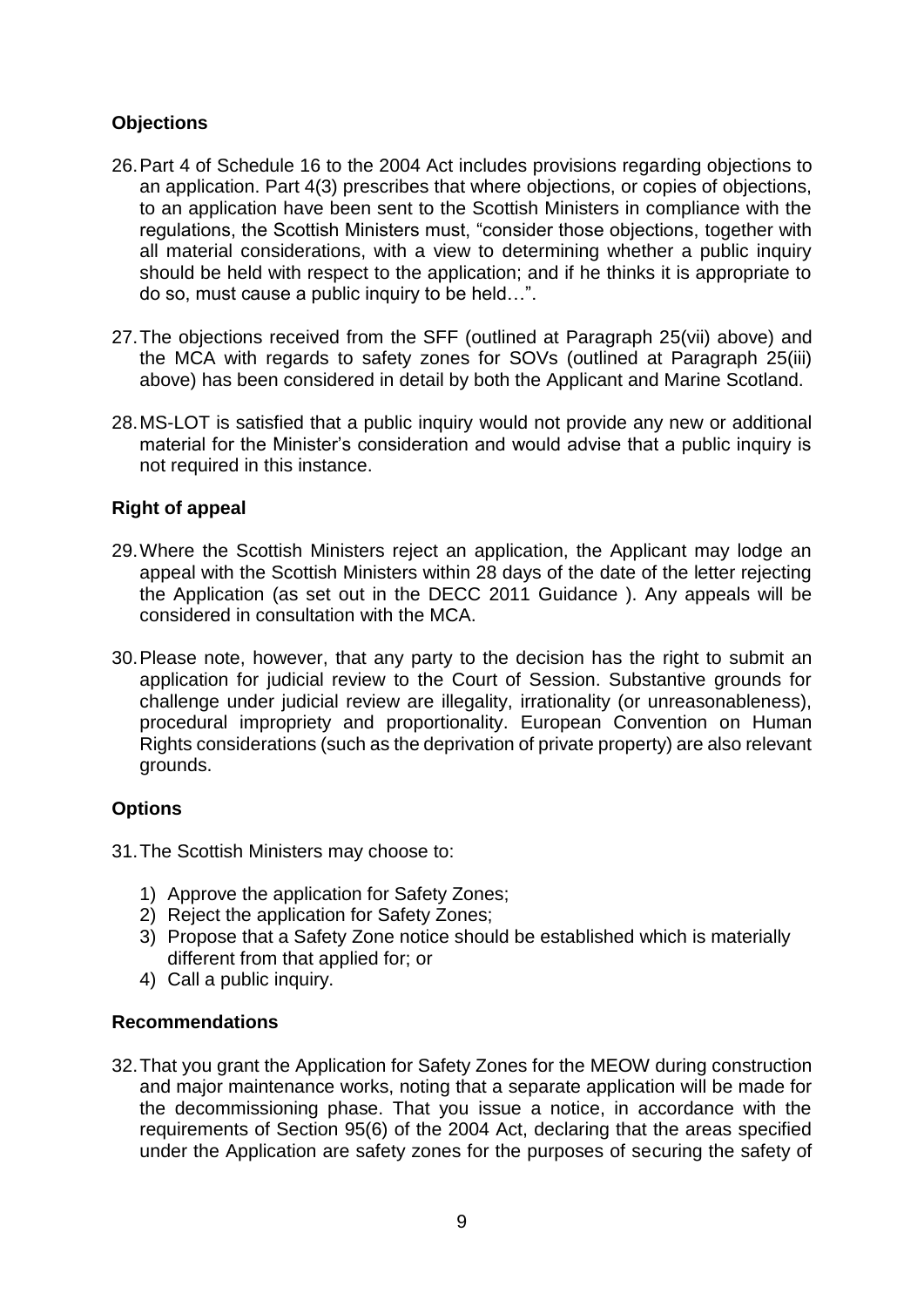## Objections

26. Part 4 of Schedule 16 to the 2004 Act includes provisions regarding objections to an application. Part 4(3) prescribes that where objections, or copies of objections, to an application have been sent to the Scottish Ministers in compliance with the regulations, the Scottish Ministers must, "consider those objections, together with all material considerations, with a view to determining whether a public inquiry should be held with respect to the application; and if he thinks it is appropriate to do so, must cause a public inquiry to be held…".

27. The objections received from the SFF (outlined at Paragraph 25(vii) above) and the MCA with regards to safety zones for SOVs (outlined at Paragraph 25(iii) above) has been considered in detail by both the Applicant and Marine Scotland.

28. MS-LOT is satisfied that a public inquiry would not provide any new or additional material for the Minister's consideration and would advise that a public inquiry is not required in this instance.

## Right of appeal

29. Where the Scottish Ministers reject an application, the Applicant may lodge an appeal with the Scottish Ministers within 28 days of the date of the letter rejecting the Application (as set out in the DECC 2011 Guidance ). Any appeals will be considered in consultation with the MCA.

30. Please note, however, that any party to the decision has the right to submit an application for judicial review to the Court of Session. Substantive grounds for challenge under judicial review are illegality, irrationality (or unreasonableness), procedural impropriety and proportionality. European Convention on Human Rights considerations (such as the deprivation of private property) are also relevant grounds.

## Options

31. The Scottish Ministers may choose to:

    1) Approve the application for Safety Zones;
    2) Reject the application for Safety Zones;
    3) Propose that a Safety Zone notice should be established which is materially different from that applied for; or
    4) Call a public inquiry.

## Recommendations

32. That you grant the Application for Safety Zones for the MEOW during construction and major maintenance works, noting that a separate application will be made for the decommissioning phase. That you issue a notice, in accordance with the requirements of Section 95(6) of the 2004 Act, declaring that the areas specified under the Application are safety zones for the purposes of securing the safety of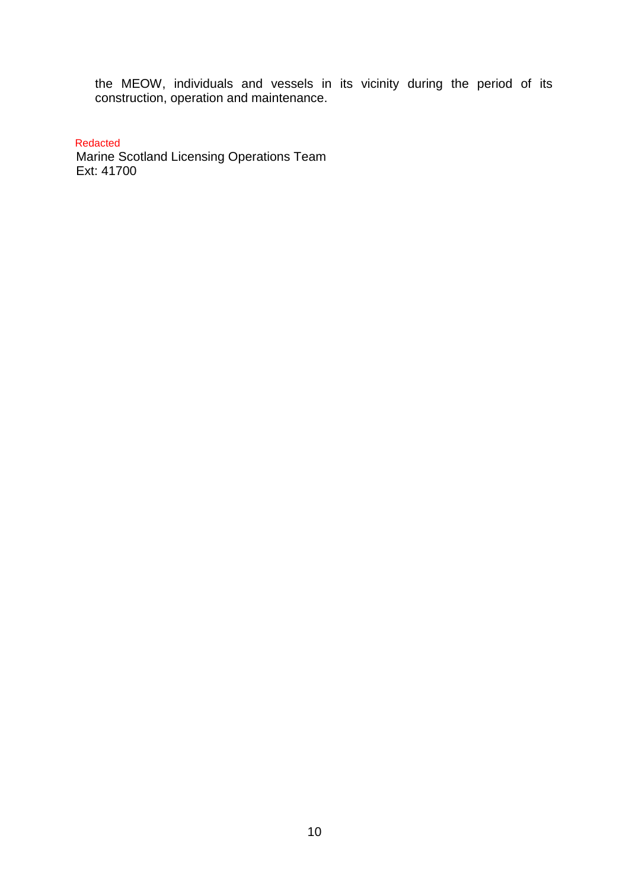the MEOW, individuals and vessels in its vicinity during the period of its construction, operation and maintenance.

Redacted
Marine Scotland Licensing Operations Team
Ext: 41700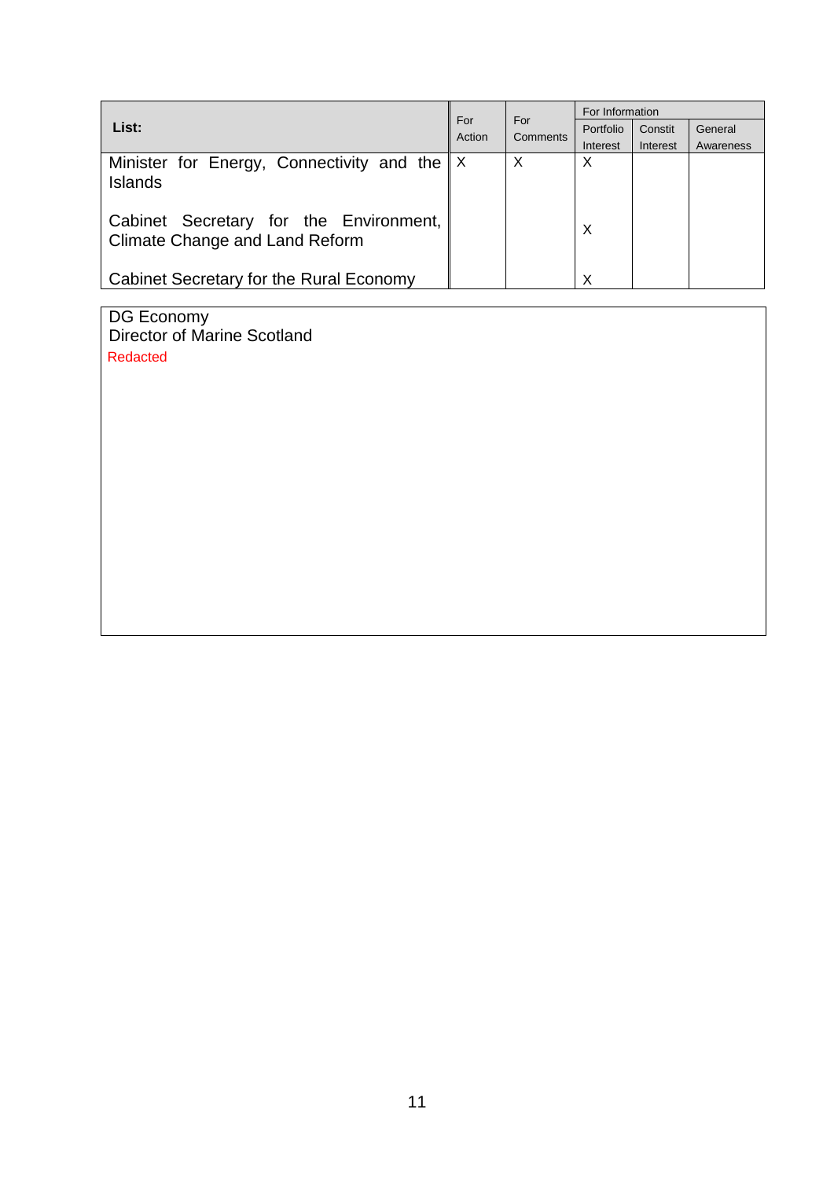| List: | For Action | For Comments | For Information | | |
|---|---|---|---|---|---|
| | | | Portfolio Interest | Constit Interest | General Awareness |
| Minister for Energy, Connectivity and the Islands | X | X | X | | |
| Cabinet Secretary for the Environment, Climate Change and Land Reform | | | X | | |
| Cabinet Secretary for the Rural Economy | | | X | | |

DG Economy
Director of Marine Scotland
Redacted